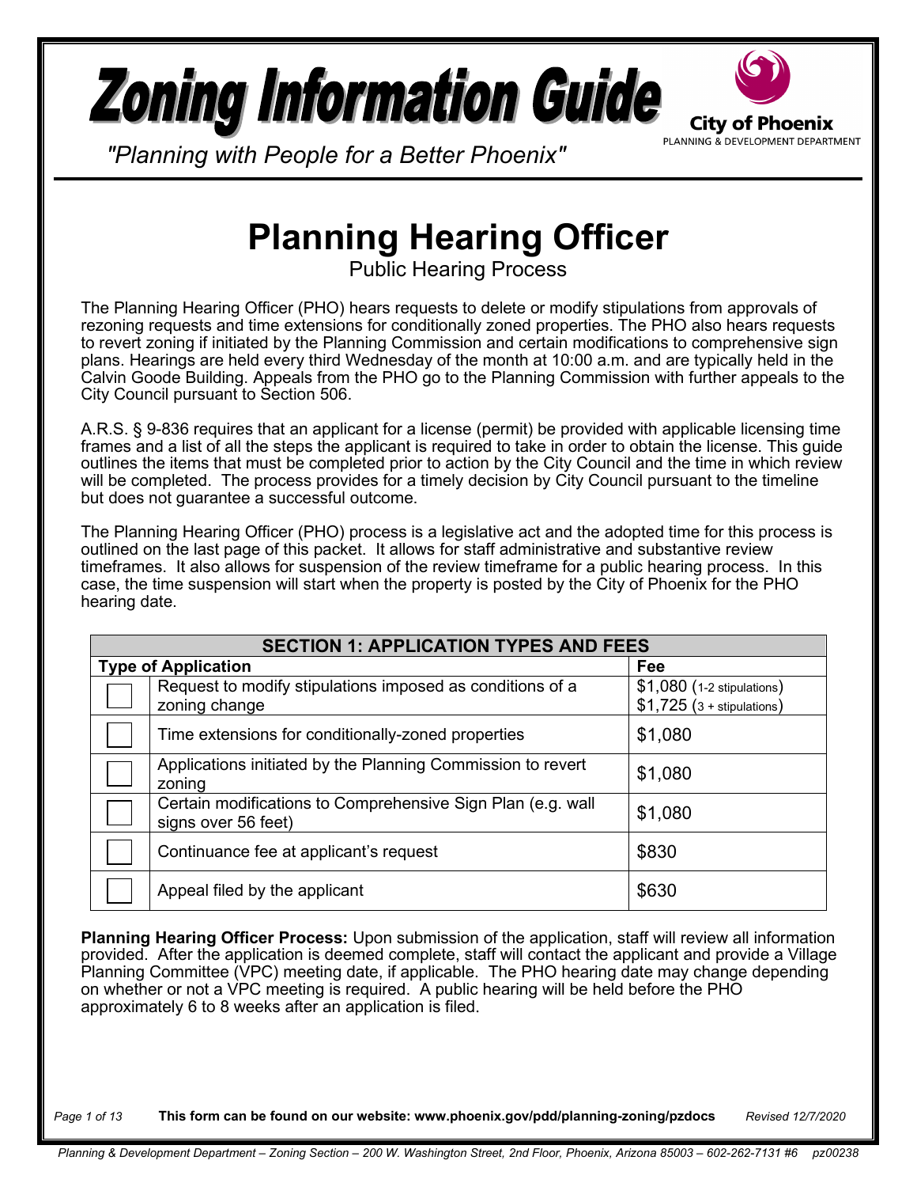# Zoning Information Guide

City of Phoenix
PLANNING & DEVELOPMENT DEPARTMENT

*"Planning with People for a Better Phoenix"*

# Planning Hearing Officer

## Public Hearing Process

The Planning Hearing Officer (PHO) hears requests to delete or modify stipulations from approvals of rezoning requests and time extensions for conditionally zoned properties. The PHO also hears requests to revert zoning if initiated by the Planning Commission and certain modifications to comprehensive sign plans. Hearings are held every third Wednesday of the month at 10:00 a.m. and are typically held in the Calvin Goode Building. Appeals from the PHO go to the Planning Commission with further appeals to the City Council pursuant to Section 506.

A.R.S. § 9-836 requires that an applicant for a license (permit) be provided with applicable licensing time frames and a list of all the steps the applicant is required to take in order to obtain the license. This guide outlines the items that must be completed prior to action by the City Council and the time in which review will be completed. The process provides for a timely decision by City Council pursuant to the timeline but does not guarantee a successful outcome.

The Planning Hearing Officer (PHO) process is a legislative act and the adopted time for this process is outlined on the last page of this packet. It allows for staff administrative and substantive review timeframes. It also allows for suspension of the review timeframe for a public hearing process. In this case, the time suspension will start when the property is posted by the City of Phoenix for the PHO hearing date.

| SECTION 1: APPLICATION TYPES AND FEES | | |
|---|---|---|
| **Type of Application** | | **Fee** |
| ☐ | Request to modify stipulations imposed as conditions of a zoning change | $1,080 (1-2 stipulations)<br>$1,725 (3 + stipulations) |
| ☐ | Time extensions for conditionally-zoned properties | $1,080 |
| ☐ | Applications initiated by the Planning Commission to revert zoning | $1,080 |
| ☐ | Certain modifications to Comprehensive Sign Plan (e.g. wall signs over 56 feet) | $1,080 |
| ☐ | Continuance fee at applicant's request | $830 |
| ☐ | Appeal filed by the applicant | $630 |

**Planning Hearing Officer Process:** Upon submission of the application, staff will review all information provided. After the application is deemed complete, staff will contact the applicant and provide a Village Planning Committee (VPC) meeting date, if applicable. The PHO hearing date may change depending on whether or not a VPC meeting is required. A public hearing will be held before the PHO approximately 6 to 8 weeks after an application is filed.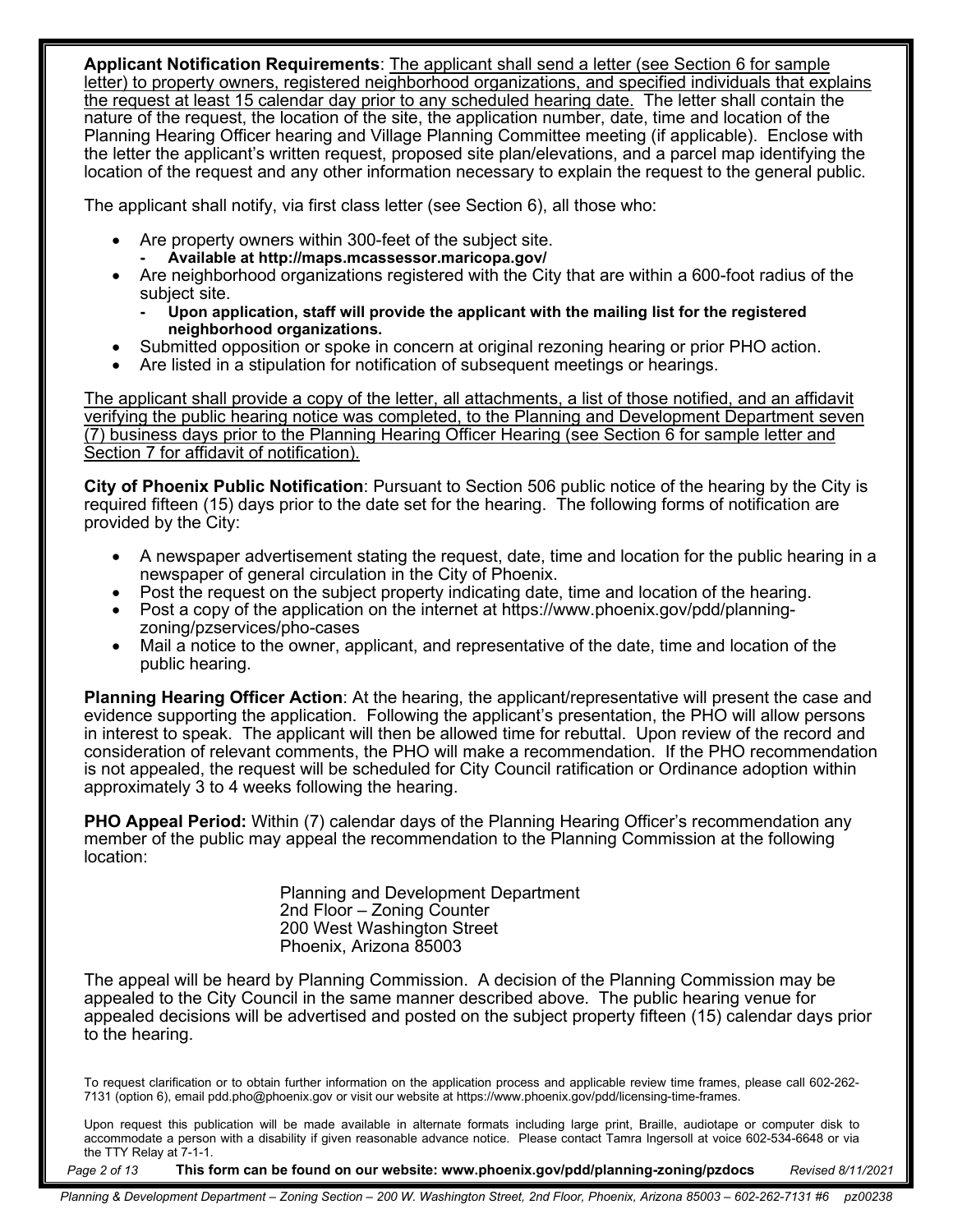**Applicant Notification Requirements**: The applicant shall send a letter (see Section 6 for sample letter) to property owners, registered neighborhood organizations, and specified individuals that explains the request at least 15 calendar day prior to any scheduled hearing date. The letter shall contain the nature of the request, the location of the site, the application number, date, time and location of the Planning Hearing Officer hearing and Village Planning Committee meeting (if applicable). Enclose with the letter the applicant's written request, proposed site plan/elevations, and a parcel map identifying the location of the request and any other information necessary to explain the request to the general public.

The applicant shall notify, via first class letter (see Section 6), all those who:

- Are property owners within 300-feet of the subject site.
  - **Available at http://maps.mcassessor.maricopa.gov/**
- Are neighborhood organizations registered with the City that are within a 600-foot radius of the subject site.
  - **Upon application, staff will provide the applicant with the mailing list for the registered neighborhood organizations.**
- Submitted opposition or spoke in concern at original rezoning hearing or prior PHO action.
- Are listed in a stipulation for notification of subsequent meetings or hearings.

The applicant shall provide a copy of the letter, all attachments, a list of those notified, and an affidavit verifying the public hearing notice was completed, to the Planning and Development Department seven (7) business days prior to the Planning Hearing Officer Hearing (see Section 6 for sample letter and Section 7 for affidavit of notification).

**City of Phoenix Public Notification**: Pursuant to Section 506 public notice of the hearing by the City is required fifteen (15) days prior to the date set for the hearing. The following forms of notification are provided by the City:

- A newspaper advertisement stating the request, date, time and location for the public hearing in a newspaper of general circulation in the City of Phoenix.
- Post the request on the subject property indicating date, time and location of the hearing.
- Post a copy of the application on the internet at https://www.phoenix.gov/pdd/planning-zoning/pzservices/pho-cases
- Mail a notice to the owner, applicant, and representative of the date, time and location of the public hearing.

**Planning Hearing Officer Action**: At the hearing, the applicant/representative will present the case and evidence supporting the application. Following the applicant's presentation, the PHO will allow persons in interest to speak. The applicant will then be allowed time for rebuttal. Upon review of the record and consideration of relevant comments, the PHO will make a recommendation. If the PHO recommendation is not appealed, the request will be scheduled for City Council ratification or Ordinance adoption within approximately 3 to 4 weeks following the hearing.

**PHO Appeal Period:** Within (7) calendar days of the Planning Hearing Officer's recommendation any member of the public may appeal the recommendation to the Planning Commission at the following location:

Planning and Development Department
2nd Floor – Zoning Counter
200 West Washington Street
Phoenix, Arizona 85003

The appeal will be heard by Planning Commission. A decision of the Planning Commission may be appealed to the City Council in the same manner described above. The public hearing venue for appealed decisions will be advertised and posted on the subject property fifteen (15) calendar days prior to the hearing.

To request clarification or to obtain further information on the application process and applicable review time frames, please call 602-262-7131 (option 6), email pdd.pho@phoenix.gov or visit our website at https://www.phoenix.gov/pdd/licensing-time-frames.

Upon request this publication will be made available in alternate formats including large print, Braille, audiotape or computer disk to accommodate a person with a disability if given reasonable advance notice. Please contact Tamra Ingersoll at voice 602-534-6648 or via the TTY Relay at 7-1-1.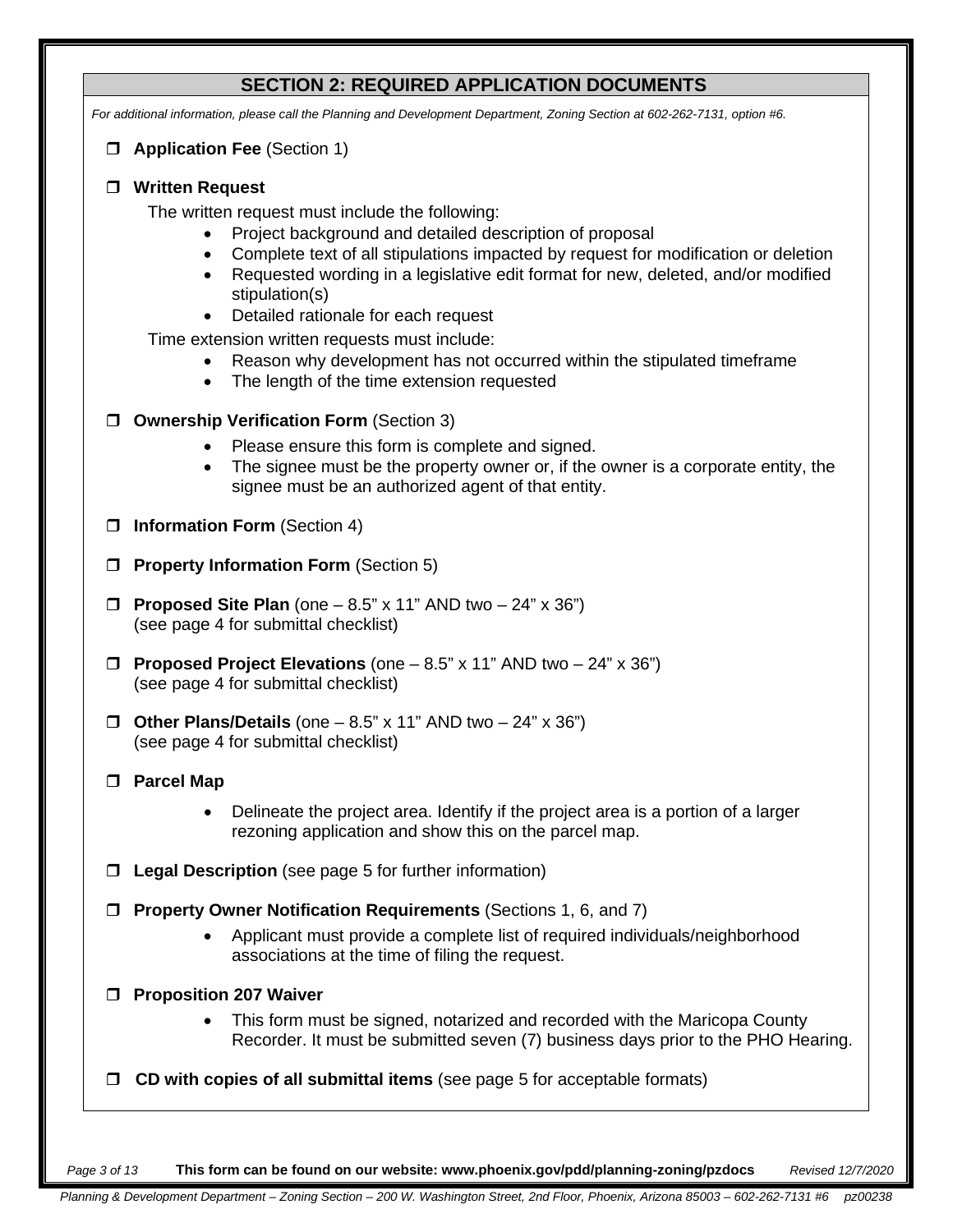## SECTION 2: REQUIRED APPLICATION DOCUMENTS

*For additional information, please call the Planning and Development Department, Zoning Section at 602-262-7131, option #6.*

- ❒ **Application Fee** (Section 1)

- ❒ **Written Request**

  The written request must include the following:
  - Project background and detailed description of proposal
  - Complete text of all stipulations impacted by request for modification or deletion
  - Requested wording in a legislative edit format for new, deleted, and/or modified stipulation(s)
  - Detailed rationale for each request

  Time extension written requests must include:
  - Reason why development has not occurred within the stipulated timeframe
  - The length of the time extension requested

- ❒ **Ownership Verification Form** (Section 3)
  - Please ensure this form is complete and signed.
  - The signee must be the property owner or, if the owner is a corporate entity, the signee must be an authorized agent of that entity.

- ❒ **Information Form** (Section 4)

- ❒ **Property Information Form** (Section 5)

- ❒ **Proposed Site Plan** (one – 8.5" x 11" AND two – 24" x 36")
  (see page 4 for submittal checklist)

- ❒ **Proposed Project Elevations** (one – 8.5" x 11" AND two – 24" x 36")
  (see page 4 for submittal checklist)

- ❒ **Other Plans/Details** (one – 8.5" x 11" AND two – 24" x 36")
  (see page 4 for submittal checklist)

- ❒ **Parcel Map**
  - Delineate the project area. Identify if the project area is a portion of a larger rezoning application and show this on the parcel map.

- ❒ **Legal Description** (see page 5 for further information)

- ❒ **Property Owner Notification Requirements** (Sections 1, 6, and 7)
  - Applicant must provide a complete list of required individuals/neighborhood associations at the time of filing the request.

- ❒ **Proposition 207 Waiver**
  - This form must be signed, notarized and recorded with the Maricopa County Recorder. It must be submitted seven (7) business days prior to the PHO Hearing.

- ❒ **CD with copies of all submittal items** (see page 5 for acceptable formats)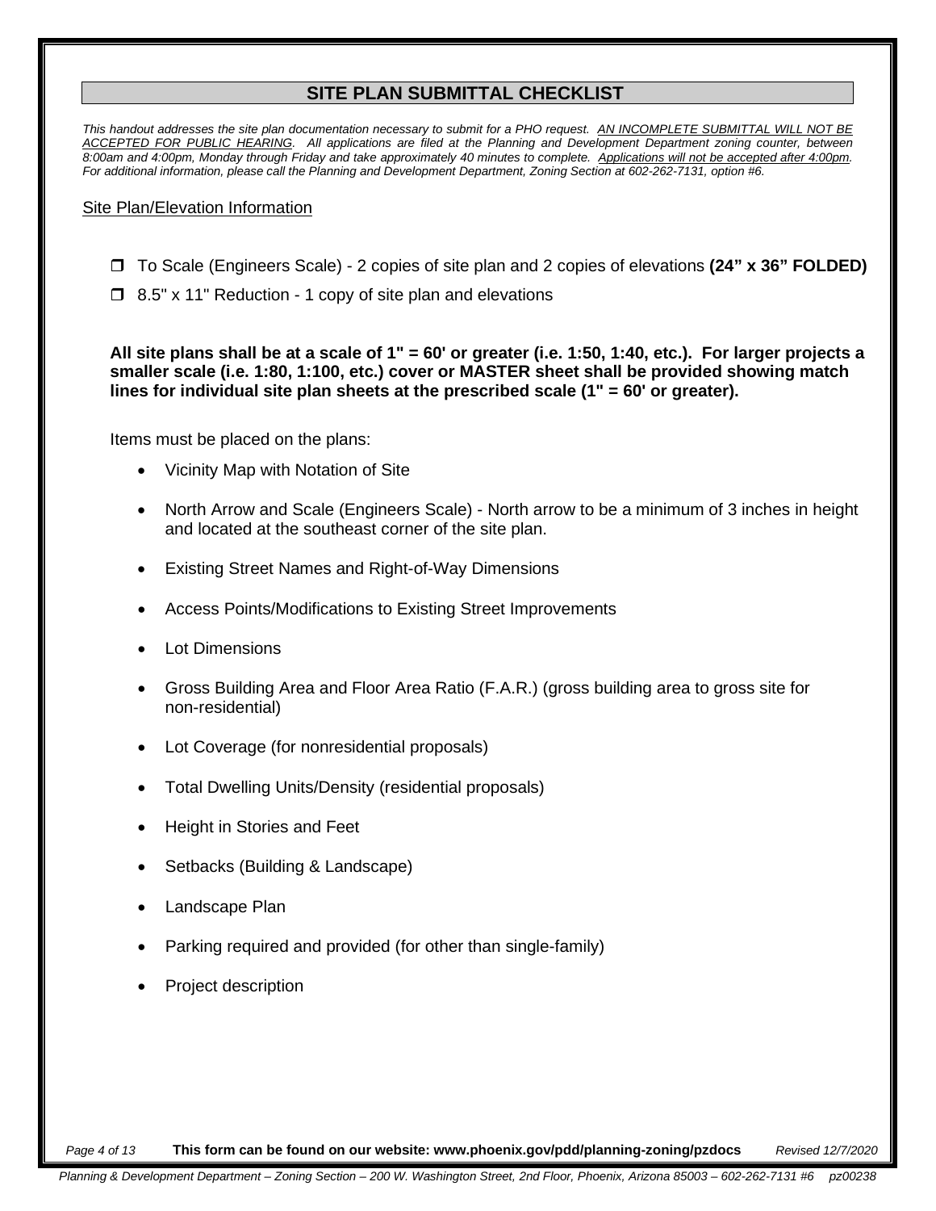## SITE PLAN SUBMITTAL CHECKLIST

*This handout addresses the site plan documentation necessary to submit for a PHO request. AN INCOMPLETE SUBMITTAL WILL NOT BE ACCEPTED FOR PUBLIC HEARING. All applications are filed at the Planning and Development Department zoning counter, between 8:00am and 4:00pm, Monday through Friday and take approximately 40 minutes to complete. Applications will not be accepted after 4:00pm. For additional information, please call the Planning and Development Department, Zoning Section at 602-262-7131, option #6.*

Site Plan/Elevation Information

- ☐ To Scale (Engineers Scale) - 2 copies of site plan and 2 copies of elevations **(24" x 36" FOLDED)**
- ☐ 8.5" x 11" Reduction - 1 copy of site plan and elevations

**All site plans shall be at a scale of 1" = 60' or greater (i.e. 1:50, 1:40, etc.). For larger projects a smaller scale (i.e. 1:80, 1:100, etc.) cover or MASTER sheet shall be provided showing match lines for individual site plan sheets at the prescribed scale (1" = 60' or greater).**

Items must be placed on the plans:

- Vicinity Map with Notation of Site
- North Arrow and Scale (Engineers Scale) - North arrow to be a minimum of 3 inches in height and located at the southeast corner of the site plan.
- Existing Street Names and Right-of-Way Dimensions
- Access Points/Modifications to Existing Street Improvements
- Lot Dimensions
- Gross Building Area and Floor Area Ratio (F.A.R.) (gross building area to gross site for non-residential)
- Lot Coverage (for nonresidential proposals)
- Total Dwelling Units/Density (residential proposals)
- Height in Stories and Feet
- Setbacks (Building & Landscape)
- Landscape Plan
- Parking required and provided (for other than single-family)
- Project description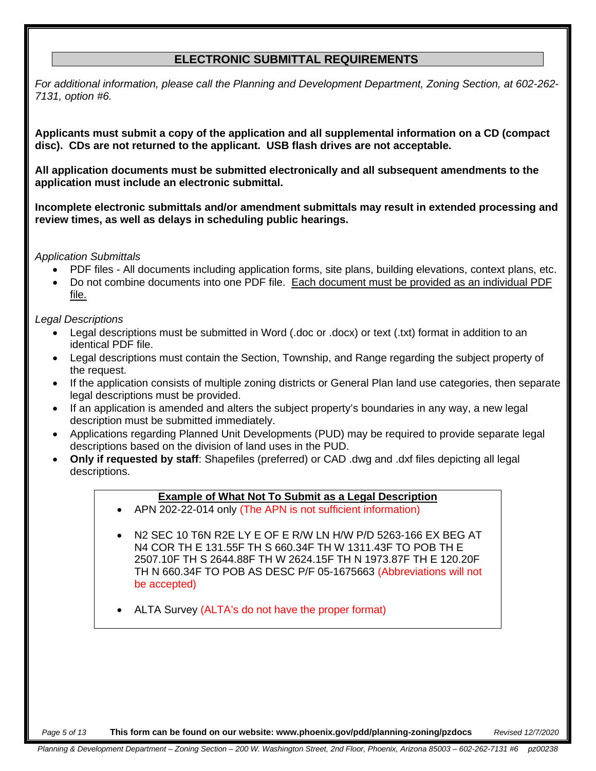## ELECTRONIC SUBMITTAL REQUIREMENTS

*For additional information, please call the Planning and Development Department, Zoning Section, at 602-262-7131, option #6.*

**Applicants must submit a copy of the application and all supplemental information on a CD (compact disc). CDs are not returned to the applicant. USB flash drives are not acceptable.**

**All application documents must be submitted electronically and all subsequent amendments to the application must include an electronic submittal.**

**Incomplete electronic submittals and/or amendment submittals may result in extended processing and review times, as well as delays in scheduling public hearings.**

*Application Submittals*

- PDF files - All documents including application forms, site plans, building elevations, context plans, etc.
- Do not combine documents into one PDF file. <u>Each document must be provided as an individual PDF file.</u>

*Legal Descriptions*

- Legal descriptions must be submitted in Word (.doc or .docx) or text (.txt) format in addition to an identical PDF file.
- Legal descriptions must contain the Section, Township, and Range regarding the subject property of the request.
- If the application consists of multiple zoning districts or General Plan land use categories, then separate legal descriptions must be provided.
- If an application is amended and alters the subject property's boundaries in any way, a new legal description must be submitted immediately.
- Applications regarding Planned Unit Developments (PUD) may be required to provide separate legal descriptions based on the division of land uses in the PUD.
- **Only if requested by staff**: Shapefiles (preferred) or CAD .dwg and .dxf files depicting all legal descriptions.

**<u>Example of What Not To Submit as a Legal Description</u>**

- APN 202-22-014 only (The APN is not sufficient information)
- N2 SEC 10 T6N R2E LY E OF E R/W LN H/W P/D 5263-166 EX BEG AT N4 COR TH E 131.55F TH S 660.34F TH W 1311.43F TO POB TH E 2507.10F TH S 2644.88F TH W 2624.15F TH N 1973.87F TH E 120.20F TH N 660.34F TO POB AS DESC P/F 05-1675663 (Abbreviations will not be accepted)
- ALTA Survey (ALTA's do not have the proper format)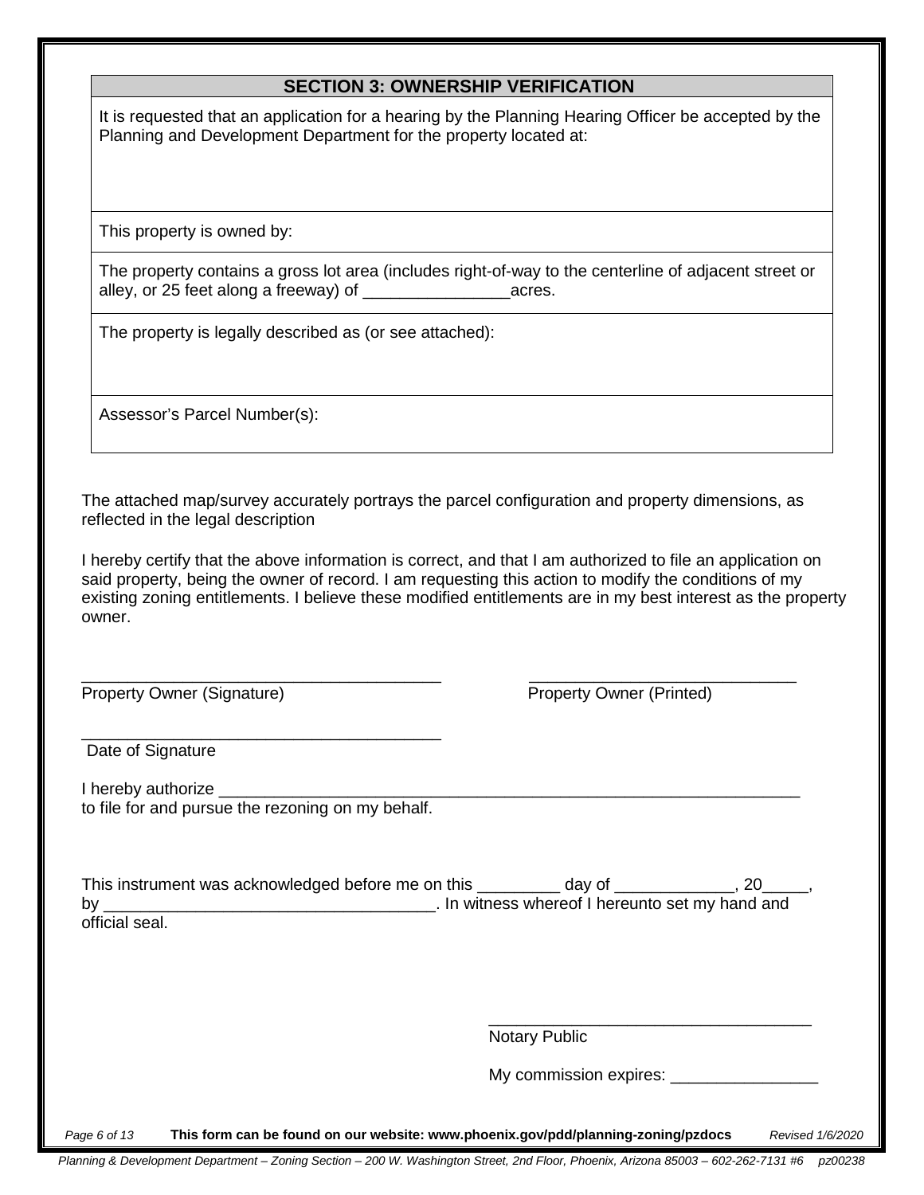## SECTION 3: OWNERSHIP VERIFICATION

It is requested that an application for a hearing by the Planning Hearing Officer be accepted by the Planning and Development Department for the property located at:

This property is owned by:

The property contains a gross lot area (includes right-of-way to the centerline of adjacent street or alley, or 25 feet along a freeway) of ________________acres.

The property is legally described as (or see attached):

Assessor's Parcel Number(s):

The attached map/survey accurately portrays the parcel configuration and property dimensions, as reflected in the legal description

I hereby certify that the above information is correct, and that I am authorized to file an application on said property, being the owner of record. I am requesting this action to modify the conditions of my existing zoning entitlements. I believe these modified entitlements are in my best interest as the property owner.

________________________________________ ______________________________

Property Owner (Signature) Property Owner (Printed)

________________________________________

Date of Signature

I hereby authorize ___________________________________________________________________
to file for and pursue the rezoning on my behalf.

This instrument was acknowledged before me on this _________ day of _____________, 20_____, by ____________________________________. In witness whereof I hereunto set my hand and official seal.

____________________________________

Notary Public

My commission expires: ________________

**This form can be found on our website: www.phoenix.gov/pdd/planning-zoning/pzdocs** *Revised 1/6/2020*

*Planning & Development Department – Zoning Section – 200 W. Washington Street, 2nd Floor, Phoenix, Arizona 85003 – 602-262-7131 #6 pz00238*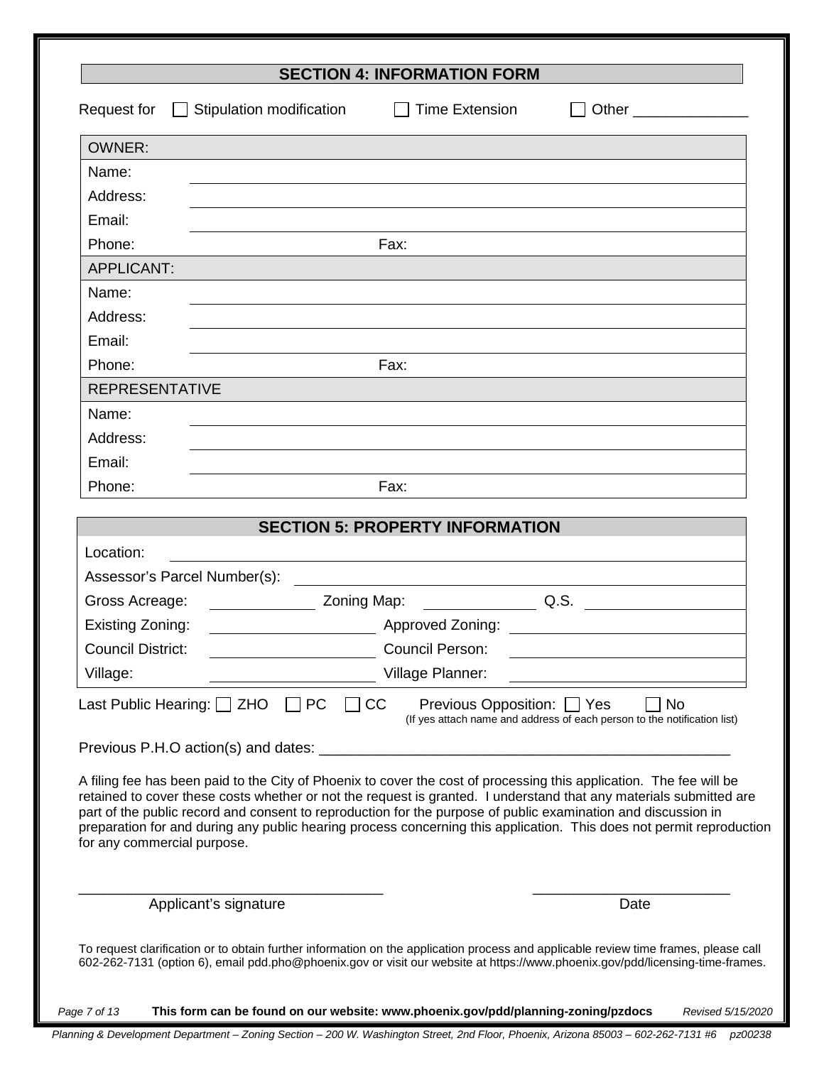## SECTION 4: INFORMATION FORM

Request for ☐ Stipulation modification ☐ Time Extension ☐ Other ______________

| OWNER: | | | |
|---|---|---|---|
| Name: | | | |
| Address: | | | |
| Email: | | | |
| Phone: | | Fax: | |
| **APPLICANT:** | | | |
| Name: | | | |
| Address: | | | |
| Email: | | | |
| Phone: | | Fax: | |
| **REPRESENTATIVE** | | | |
| Name: | | | |
| Address: | | | |
| Email: | | | |
| Phone: | | Fax: | |

## SECTION 5: PROPERTY INFORMATION

| | | | | | |
|---|---|---|---|---|---|
| Location: | | | | | |
| Assessor's Parcel Number(s): | | | | | |
| Gross Acreage: | | Zoning Map: | | Q.S. | |
| Existing Zoning: | | Approved Zoning: | | | |
| Council District: | | Council Person: | | | |
| Village: | | Village Planner: | | | |

Last Public Hearing: ☐ ZHO ☐ PC ☐ CC Previous Opposition: ☐ Yes ☐ No
(If yes attach name and address of each person to the notification list)

Previous P.H.O action(s) and dates: ____________________________________________________

A filing fee has been paid to the City of Phoenix to cover the cost of processing this application. The fee will be retained to cover these costs whether or not the request is granted. I understand that any materials submitted are part of the public record and consent to reproduction for the purpose of public examination and discussion in preparation for and during any public hearing process concerning this application. This does not permit reproduction for any commercial purpose.

_____________________________________ _________________________
Applicant's signature Date

To request clarification or to obtain further information on the application process and applicable review time frames, please call 602-262-7131 (option 6), email pdd.pho@phoenix.gov or visit our website at https://www.phoenix.gov/pdd/licensing-time-frames.

**This form can be found on our website: www.phoenix.gov/pdd/planning-zoning/pzdocs**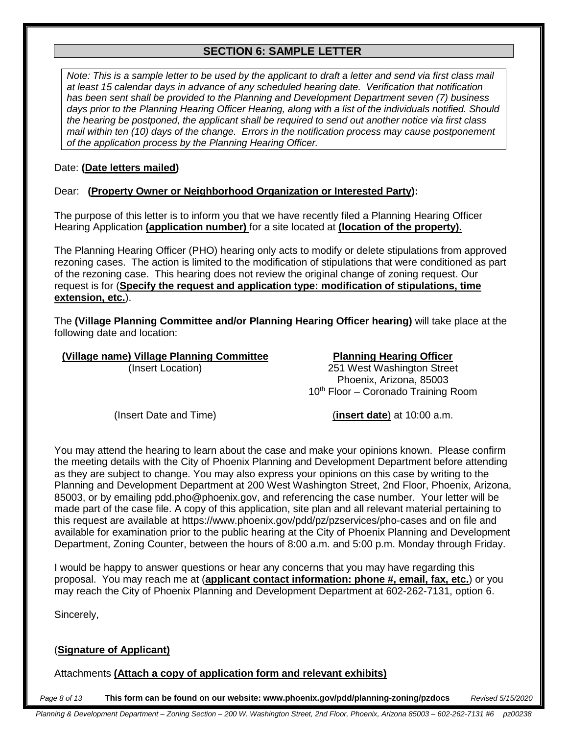## SECTION 6: SAMPLE LETTER

*Note: This is a sample letter to be used by the applicant to draft a letter and send via first class mail at least 15 calendar days in advance of any scheduled hearing date. Verification that notification has been sent shall be provided to the Planning and Development Department seven (7) business days prior to the Planning Hearing Officer Hearing, along with a list of the individuals notified. Should the hearing be postponed, the applicant shall be required to send out another notice via first class mail within ten (10) days of the change. Errors in the notification process may cause postponement of the application process by the Planning Hearing Officer.*

Date: **(Date letters mailed)**

Dear: **(Property Owner or Neighborhood Organization or Interested Party):**

The purpose of this letter is to inform you that we have recently filed a Planning Hearing Officer Hearing Application **(application number)** for a site located at **(location of the property).**

The Planning Hearing Officer (PHO) hearing only acts to modify or delete stipulations from approved rezoning cases. The action is limited to the modification of stipulations that were conditioned as part of the rezoning case. This hearing does not review the original change of zoning request. Our request is for (**Specify the request and application type: modification of stipulations, time extension, etc.**).

The **(Village Planning Committee and/or Planning Hearing Officer hearing)** will take place at the following date and location:

| **(Village name) Village Planning Committee** | **Planning Hearing Officer** |
|---|---|
| (Insert Location) | 251 West Washington Street<br>Phoenix, Arizona, 85003<br>10th Floor – Coronado Training Room |
| (Insert Date and Time) | (**insert date**) at 10:00 a.m. |

You may attend the hearing to learn about the case and make your opinions known. Please confirm the meeting details with the City of Phoenix Planning and Development Department before attending as they are subject to change. You may also express your opinions on this case by writing to the Planning and Development Department at 200 West Washington Street, 2nd Floor, Phoenix, Arizona, 85003, or by emailing pdd.pho@phoenix.gov, and referencing the case number. Your letter will be made part of the case file. A copy of this application, site plan and all relevant material pertaining to this request are available at https://www.phoenix.gov/pdd/pz/pzservices/pho-cases and on file and available for examination prior to the public hearing at the City of Phoenix Planning and Development Department, Zoning Counter, between the hours of 8:00 a.m. and 5:00 p.m. Monday through Friday.

I would be happy to answer questions or hear any concerns that you may have regarding this proposal. You may reach me at (**applicant contact information: phone #, email, fax, etc.**) or you may reach the City of Phoenix Planning and Development Department at 602-262-7131, option 6.

Sincerely,

(**Signature of Applicant)**

Attachments **(Attach a copy of application form and relevant exhibits)**

**This form can be found on our website: www.phoenix.gov/pdd/planning-zoning/pzdocs** *Revised 5/15/2020*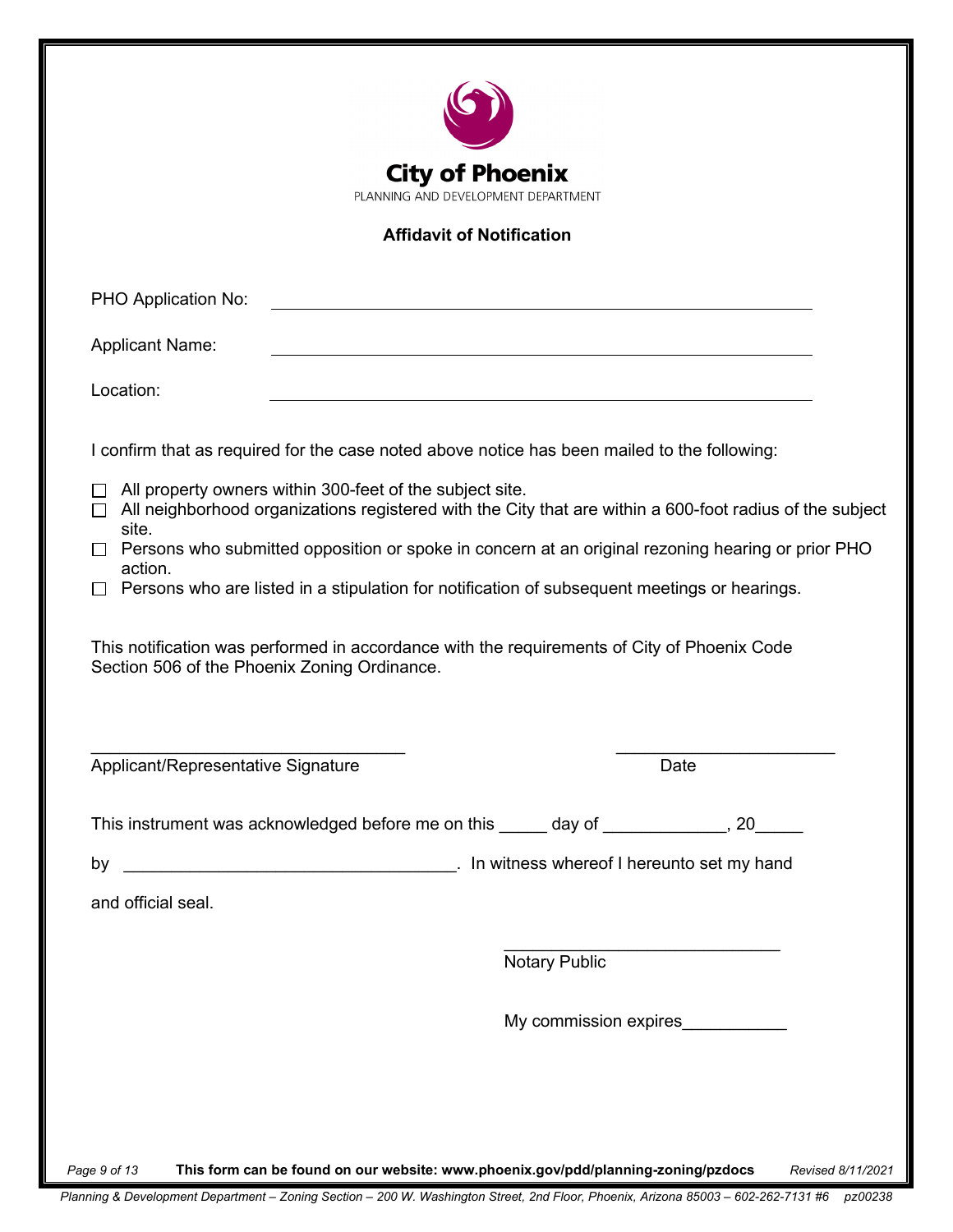City of Phoenix

PLANNING AND DEVELOPMENT DEPARTMENT

**Affidavit of Notification**

PHO Application No: ______________________________

Applicant Name: ______________________________

Location: ______________________________

I confirm that as required for the case noted above notice has been mailed to the following:

- ☐ All property owners within 300-feet of the subject site.
- ☐ All neighborhood organizations registered with the City that are within a 600-foot radius of the subject site.
- ☐ Persons who submitted opposition or spoke in concern at an original rezoning hearing or prior PHO action.
- ☐ Persons who are listed in a stipulation for notification of subsequent meetings or hearings.

This notification was performed in accordance with the requirements of City of Phoenix Code Section 506 of the Phoenix Zoning Ordinance.

______________________________ ______________________

Applicant/Representative Signature Date

This instrument was acknowledged before me on this _____ day of _____________, 20_____

by ___________________________________. In witness whereof I hereunto set my hand

and official seal.

______________________________

Notary Public

My commission expires___________

**This form can be found on our website: www.phoenix.gov/pdd/planning-zoning/pzdocs** *Revised 8/11/2021*

*Planning & Development Department – Zoning Section – 200 W. Washington Street, 2nd Floor, Phoenix, Arizona 85003 – 602-262-7131 #6 pz00238*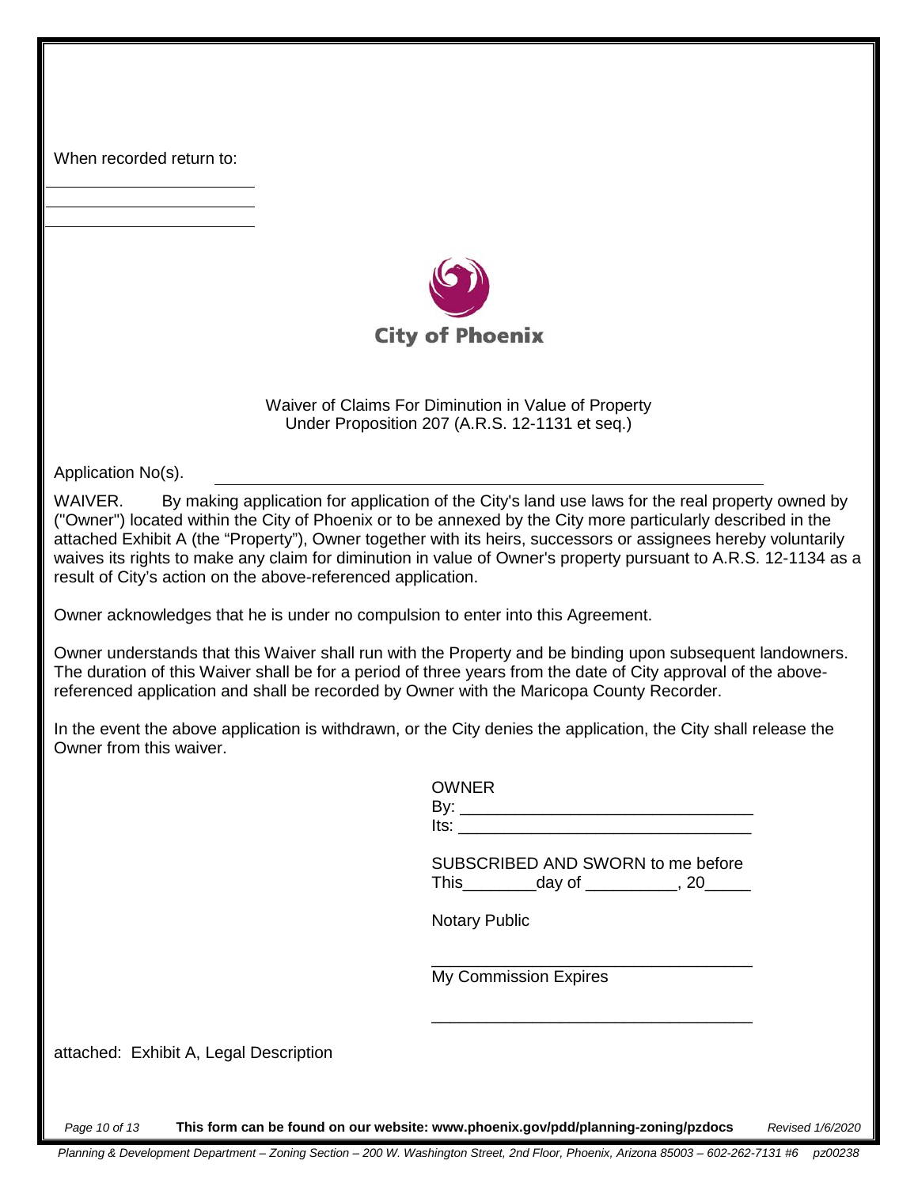When recorded return to:

\_\_\_\_\_\_\_\_\_\_\_\_\_\_\_\_\_\_\_\_\_\_\_\_

\_\_\_\_\_\_\_\_\_\_\_\_\_\_\_\_\_\_\_\_\_\_\_\_

\_\_\_\_\_\_\_\_\_\_\_\_\_\_\_\_\_\_\_\_\_\_\_\_

**City of Phoenix**

Waiver of Claims For Diminution in Value of Property
Under Proposition 207 (A.R.S. 12-1131 et seq.)

Application No(s). \_\_\_\_\_\_\_\_\_\_\_\_\_\_\_\_\_\_\_\_\_\_\_\_\_\_\_\_\_\_\_\_\_\_\_\_\_\_\_\_\_\_\_\_\_\_\_\_\_\_\_\_

WAIVER. By making application for application of the City's land use laws for the real property owned by ("Owner") located within the City of Phoenix or to be annexed by the City more particularly described in the attached Exhibit A (the "Property"), Owner together with its heirs, successors or assignees hereby voluntarily waives its rights to make any claim for diminution in value of Owner's property pursuant to A.R.S. 12-1134 as a result of City's action on the above-referenced application.

Owner acknowledges that he is under no compulsion to enter into this Agreement.

Owner understands that this Waiver shall run with the Property and be binding upon subsequent landowners. The duration of this Waiver shall be for a period of three years from the date of City approval of the above-referenced application and shall be recorded by Owner with the Maricopa County Recorder.

In the event the above application is withdrawn, or the City denies the application, the City shall release the Owner from this waiver.

OWNER
By: \_\_\_\_\_\_\_\_\_\_\_\_\_\_\_\_\_\_\_\_\_\_\_\_\_\_\_\_\_\_\_\_
Its: \_\_\_\_\_\_\_\_\_\_\_\_\_\_\_\_\_\_\_\_\_\_\_\_\_\_\_\_\_\_\_\_

SUBSCRIBED AND SWORN to me before
This\_\_\_\_\_\_\_\_day of \_\_\_\_\_\_\_\_\_\_, 20\_\_\_\_\_

Notary Public

\_\_\_\_\_\_\_\_\_\_\_\_\_\_\_\_\_\_\_\_\_\_\_\_\_\_\_\_\_\_\_\_\_\_\_
My Commission Expires

\_\_\_\_\_\_\_\_\_\_\_\_\_\_\_\_\_\_\_\_\_\_\_\_\_\_\_\_\_\_\_\_\_\_\_

attached: Exhibit A, Legal Description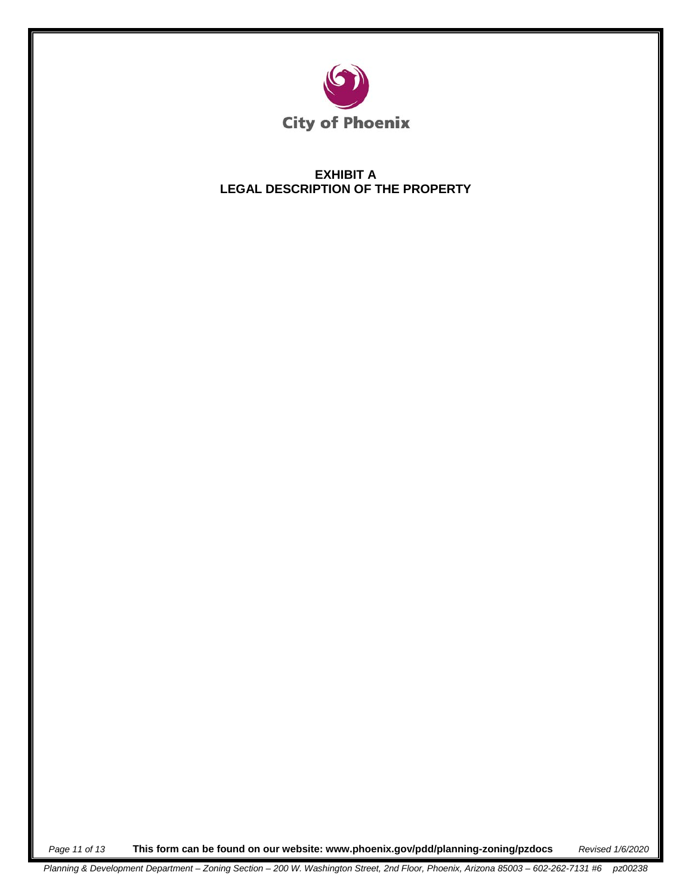City of Phoenix

# EXHIBIT A
## LEGAL DESCRIPTION OF THE PROPERTY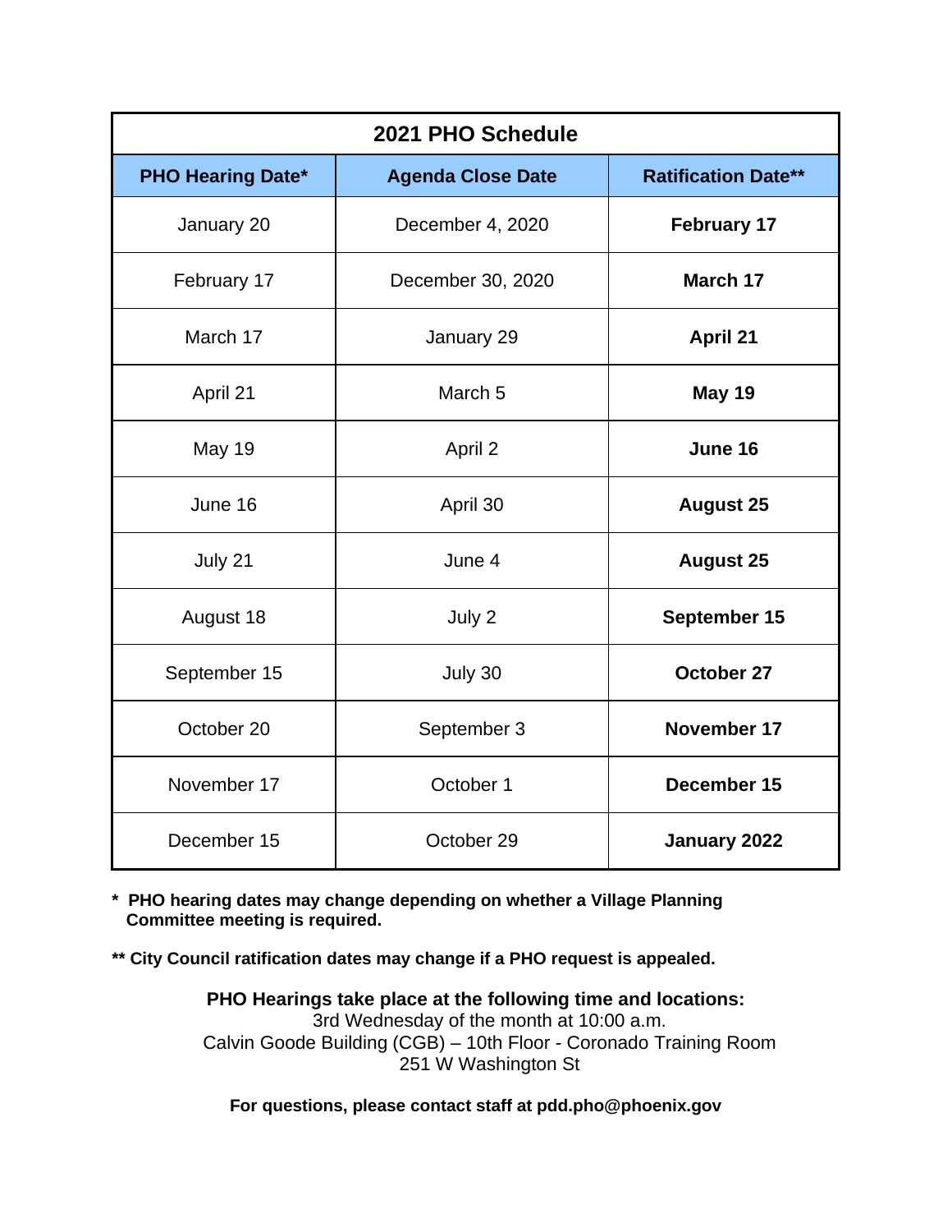| 2021 PHO Schedule | | |
|---|---|---|
| **PHO Hearing Date*** | **Agenda Close Date** | **Ratification Date**** |
| January 20 | December 4, 2020 | **February 17** |
| February 17 | December 30, 2020 | **March 17** |
| March 17 | January 29 | **April 21** |
| April 21 | March 5 | **May 19** |
| May 19 | April 2 | **June 16** |
| June 16 | April 30 | **August 25** |
| July 21 | June 4 | **August 25** |
| August 18 | July 2 | **September 15** |
| September 15 | July 30 | **October 27** |
| October 20 | September 3 | **November 17** |
| November 17 | October 1 | **December 15** |
| December 15 | October 29 | **January 2022** |

**\* PHO hearing dates may change depending on whether a Village Planning Committee meeting is required.**

**\*\* City Council ratification dates may change if a PHO request is appealed.**

**PHO Hearings take place at the following time and locations:**
3rd Wednesday of the month at 10:00 a.m.
Calvin Goode Building (CGB) – 10th Floor - Coronado Training Room
251 W Washington St

**For questions, please contact staff at pdd.pho@phoenix.gov**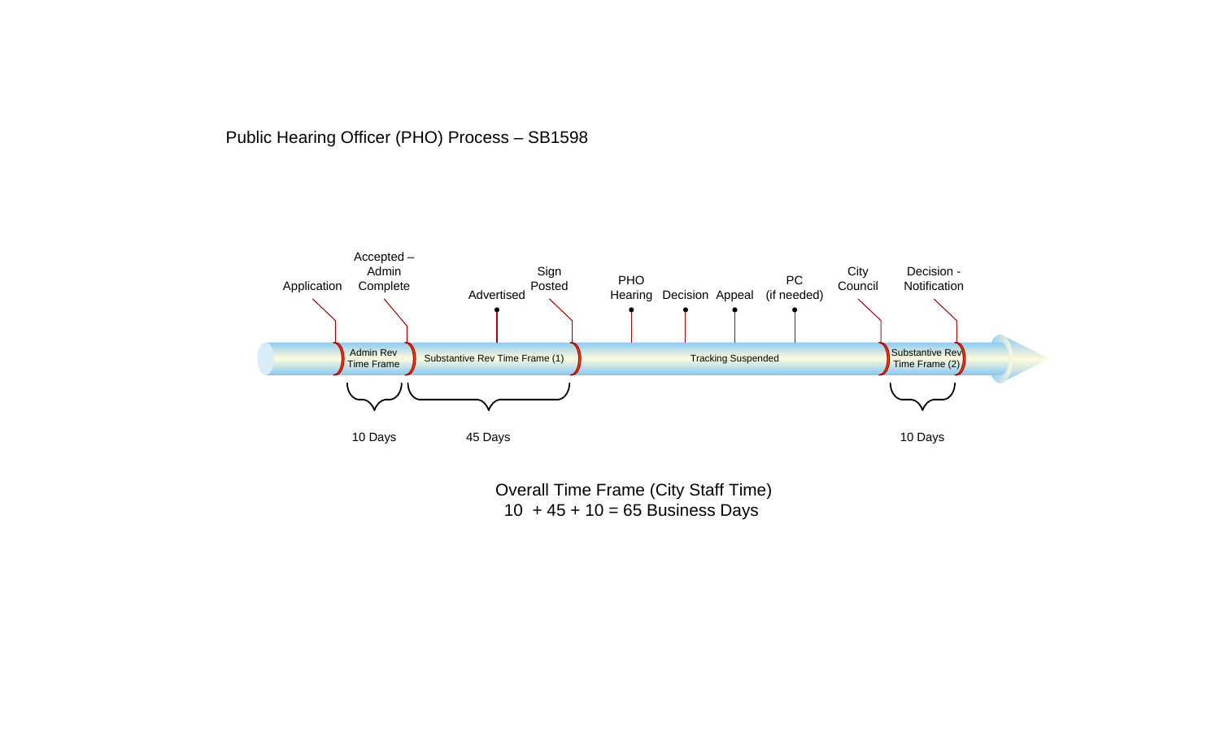Public Hearing Officer (PHO) Process – SB1598

Application

Accepted – Admin Complete

Advertised

Sign Posted

PHO Hearing

Decision

Appeal

PC (if needed)

City Council

Decision - Notification

Admin Rev Time Frame

Substantive Rev Time Frame (1)

Tracking Suspended

Substantive Rev Time Frame (2)

10 Days

45 Days

10 Days

Overall Time Frame (City Staff Time)
10 + 45 + 10 = 65 Business Days